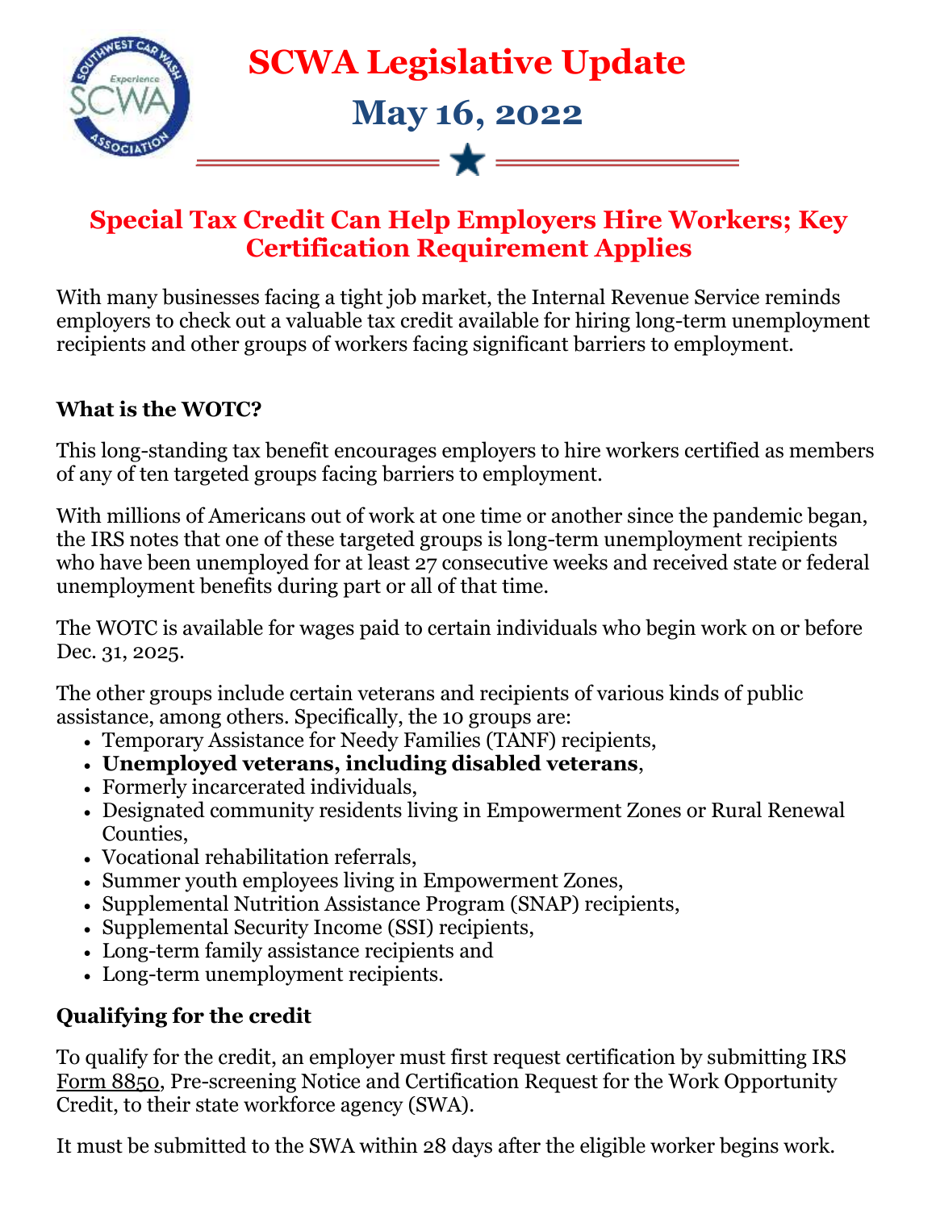# SCWA Legislative Update

## May 16, 2022

## Special Tax Credit Can Help Employers Hire Workers; Key Certification Requirement Applies

With many businesses facing a tight job market, the Internal Revenue Service reminds employers to check out a valuable tax credit available for hiring long-term unemployment recipients and other groups of workers facing significant barriers to employment.

### What is the WOTC?

This long-standing tax benefit encourages employers to hire workers certified as members of any of ten targeted groups facing barriers to employment.

With millions of Americans out of work at one time or another since the pandemic began, the IRS notes that one of these targeted groups is long-term unemployment recipients who have been unemployed for at least 27 consecutive weeks and received state or federal unemployment benefits during part or all of that time.

The WOTC is available for wages paid to certain individuals who begin work on or before Dec. 31, 2025.

The other groups include certain veterans and recipients of various kinds of public assistance, among others. Specifically, the 10 groups are:

- Temporary Assistance for Needy Families (TANF) recipients,
- **Unemployed veterans, including disabled veterans**,
- Formerly incarcerated individuals,
- Designated community residents living in Empowerment Zones or Rural Renewal Counties,
- Vocational rehabilitation referrals,
- Summer youth employees living in Empowerment Zones,
- Supplemental Nutrition Assistance Program (SNAP) recipients,
- Supplemental Security Income (SSI) recipients,
- Long-term family assistance recipients and
- Long-term unemployment recipients.

### Qualifying for the credit

To qualify for the credit, an employer must first request certification by submitting IRS Form 8850, Pre-screening Notice and Certification Request for the Work Opportunity Credit, to their state workforce agency (SWA).

It must be submitted to the SWA within 28 days after the eligible worker begins work.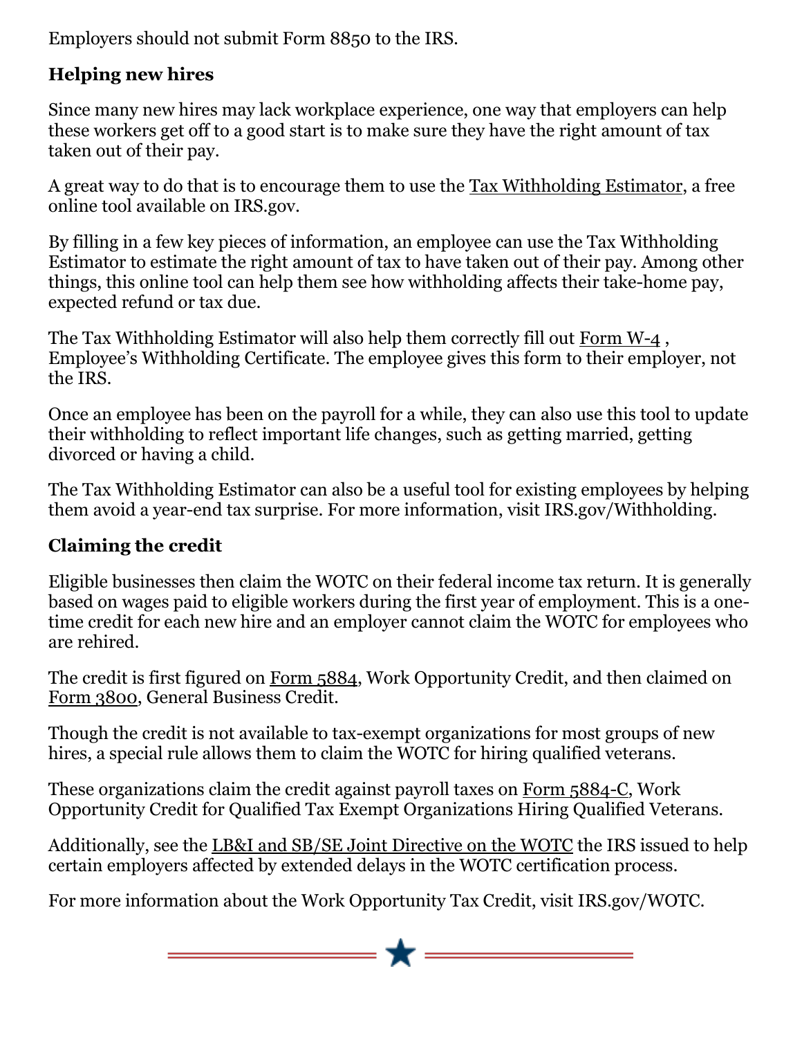Employers should not submit Form 8850 to the IRS.

**Helping new hires**

Since many new hires may lack workplace experience, one way that employers can help these workers get off to a good start is to make sure they have the right amount of tax taken out of their pay.

A great way to do that is to encourage them to use the Tax Withholding Estimator, a free online tool available on IRS.gov.

By filling in a few key pieces of information, an employee can use the Tax Withholding Estimator to estimate the right amount of tax to have taken out of their pay. Among other things, this online tool can help them see how withholding affects their take-home pay, expected refund or tax due.

The Tax Withholding Estimator will also help them correctly fill out Form W-4 , Employee's Withholding Certificate. The employee gives this form to their employer, not the IRS.

Once an employee has been on the payroll for a while, they can also use this tool to update their withholding to reflect important life changes, such as getting married, getting divorced or having a child.

The Tax Withholding Estimator can also be a useful tool for existing employees by helping them avoid a year-end tax surprise. For more information, visit IRS.gov/Withholding.

**Claiming the credit**

Eligible businesses then claim the WOTC on their federal income tax return. It is generally based on wages paid to eligible workers during the first year of employment. This is a one-time credit for each new hire and an employer cannot claim the WOTC for employees who are rehired.

The credit is first figured on Form 5884, Work Opportunity Credit, and then claimed on Form 3800, General Business Credit.

Though the credit is not available to tax-exempt organizations for most groups of new hires, a special rule allows them to claim the WOTC for hiring qualified veterans.

These organizations claim the credit against payroll taxes on Form 5884-C, Work Opportunity Credit for Qualified Tax Exempt Organizations Hiring Qualified Veterans.

Additionally, see the LB&I and SB/SE Joint Directive on the WOTC the IRS issued to help certain employers affected by extended delays in the WOTC certification process.

For more information about the Work Opportunity Tax Credit, visit IRS.gov/WOTC.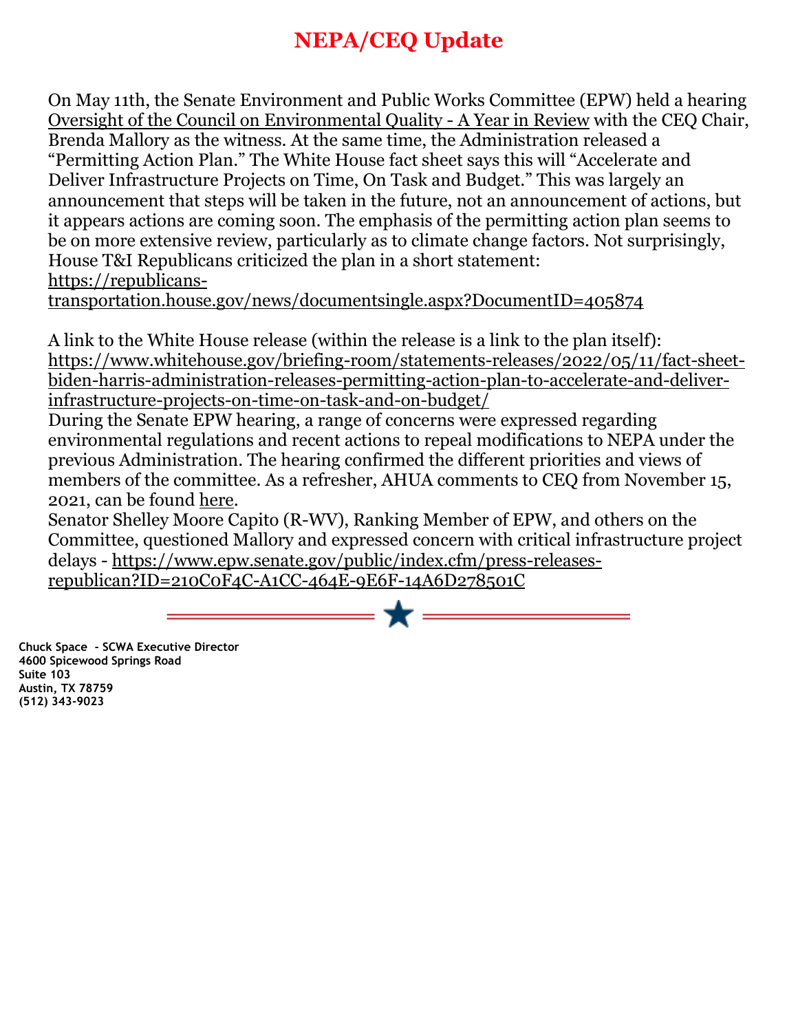# NEPA/CEQ Update

On May 11th, the Senate Environment and Public Works Committee (EPW) held a hearing Oversight of the Council on Environmental Quality - A Year in Review with the CEQ Chair, Brenda Mallory as the witness. At the same time, the Administration released a "Permitting Action Plan." The White House fact sheet says this will "Accelerate and Deliver Infrastructure Projects on Time, On Task and Budget." This was largely an announcement that steps will be taken in the future, not an announcement of actions, but it appears actions are coming soon. The emphasis of the permitting action plan seems to be on more extensive review, particularly as to climate change factors. Not surprisingly, House T&I Republicans criticized the plan in a short statement: https://republicans-transportation.house.gov/news/documentsingle.aspx?DocumentID=405874

A link to the White House release (within the release is a link to the plan itself): https://www.whitehouse.gov/briefing-room/statements-releases/2022/05/11/fact-sheet-biden-harris-administration-releases-permitting-action-plan-to-accelerate-and-deliver-infrastructure-projects-on-time-on-task-and-on-budget/

During the Senate EPW hearing, a range of concerns were expressed regarding environmental regulations and recent actions to repeal modifications to NEPA under the previous Administration. The hearing confirmed the different priorities and views of members of the committee. As a refresher, AHUA comments to CEQ from November 15, 2021, can be found here.

Senator Shelley Moore Capito (R-WV), Ranking Member of EPW, and others on the Committee, questioned Mallory and expressed concern with critical infrastructure project delays - https://www.epw.senate.gov/public/index.cfm/press-releases-republican?ID=210C0F4C-A1CC-464E-9E6F-14A6D278501C

**Chuck Space - SCWA Executive Director**
**4600 Spicewood Springs Road**
**Suite 103**
**Austin, TX 78759**
**(512) 343-9023**